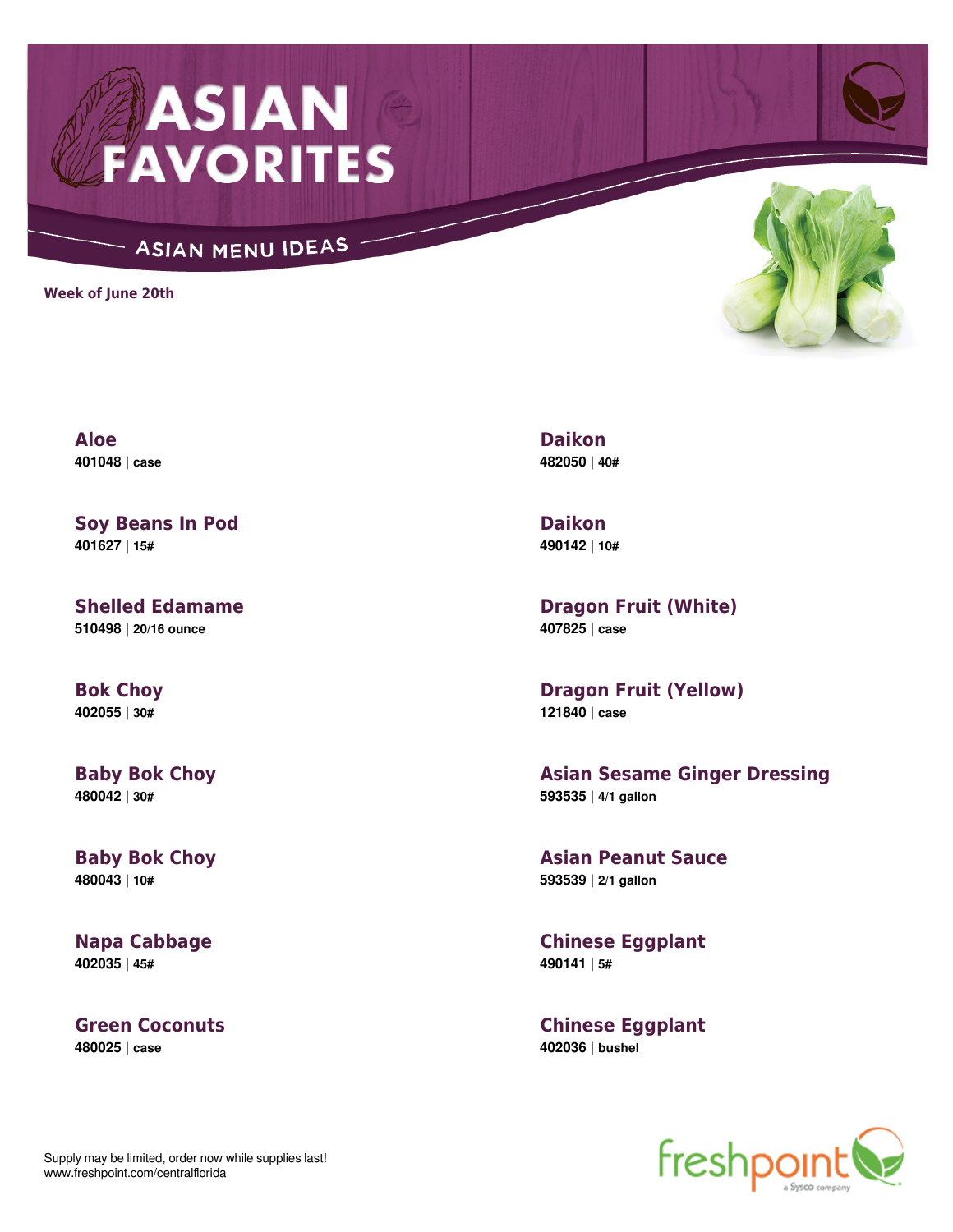# ASIAN FAVORITES

## ASIAN MENU IDEAS

**Week of June 20th**

**Aloe**
401048 | case

**Soy Beans In Pod**
401627 | 15#

**Shelled Edamame**
510498 | 20/16 ounce

**Bok Choy**
402055 | 30#

**Baby Bok Choy**
480042 | 30#

**Baby Bok Choy**
480043 | 10#

**Napa Cabbage**
402035 | 45#

**Green Coconuts**
480025 | case

**Daikon**
482050 | 40#

**Daikon**
490142 | 10#

**Dragon Fruit (White)**
407825 | case

**Dragon Fruit (Yellow)**
121840 | case

**Asian Sesame Ginger Dressing**
593535 | 4/1 gallon

**Asian Peanut Sauce**
593539 | 2/1 gallon

**Chinese Eggplant**
490141 | 5#

**Chinese Eggplant**
402036 | bushel

Supply may be limited, order now while supplies last!
www.freshpoint.com/centralflorida

freshpoint a Sysco company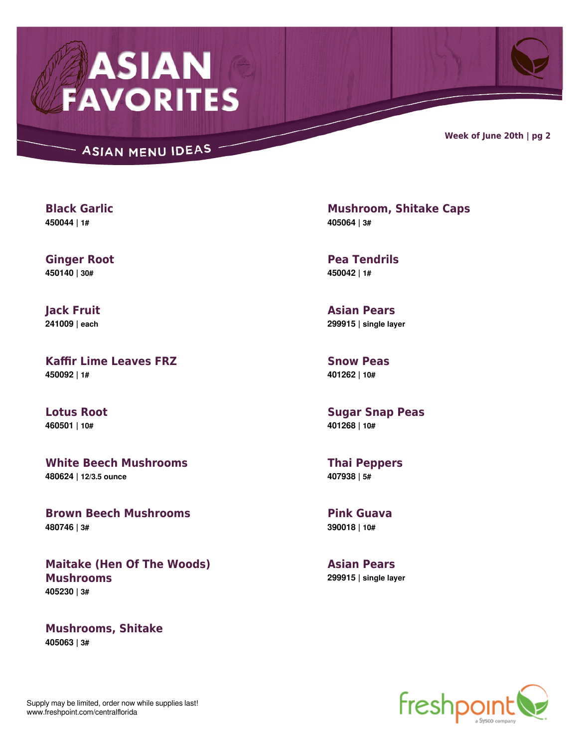# ASIAN FAVORITES

## ASIAN MENU IDEAS

Week of June 20th | pg 2

**Black Garlic**
450044 | 1#

**Ginger Root**
450140 | 30#

**Jack Fruit**
241009 | each

**Kaffir Lime Leaves FRZ**
450092 | 1#

**Lotus Root**
460501 | 10#

**White Beech Mushrooms**
480624 | 12/3.5 ounce

**Brown Beech Mushrooms**
480746 | 3#

**Maitake (Hen Of The Woods) Mushrooms**
405230 | 3#

**Mushrooms, Shitake**
405063 | 3#

**Mushroom, Shitake Caps**
405064 | 3#

**Pea Tendrils**
450042 | 1#

**Asian Pears**
299915 | single layer

**Snow Peas**
401262 | 10#

**Sugar Snap Peas**
401268 | 10#

**Thai Peppers**
407938 | 5#

**Pink Guava**
390018 | 10#

**Asian Pears**
299915 | single layer

Supply may be limited, order now while supplies last!
www.freshpoint.com/centralflorida

freshpoint a Sysco company